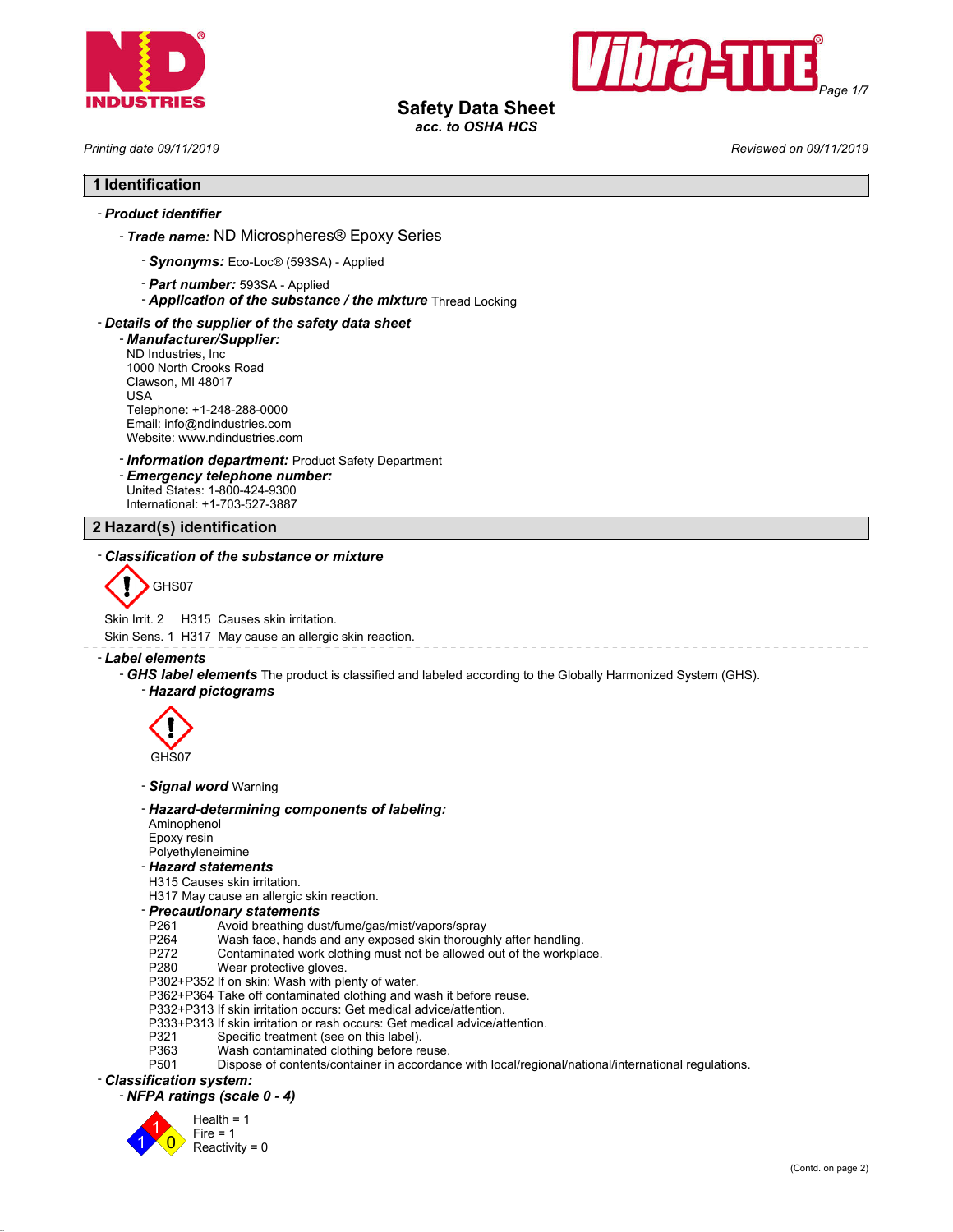# Safety Data Sheet

*acc. to OSHA HCS*

*Printing date 09/11/2019* *Reviewed on 09/11/2019*

## 1 Identification

- ***Product identifier***
  - ***Trade name:*** ND Microspheres® Epoxy Series
    - ***Synonyms:*** Eco-Loc® (593SA) - Applied
    - ***Part number:*** 593SA - Applied
    - ***Application of the substance / the mixture*** Thread Locking
- ***Details of the supplier of the safety data sheet***
  - ***Manufacturer/Supplier:***
    ND Industries, Inc
    1000 North Crooks Road
    Clawson, MI 48017
    USA
    Telephone: +1-248-288-0000
    Email: info@ndindustries.com
    Website: www.ndindustries.com
  - ***Information department:*** Product Safety Department
  - ***Emergency telephone number:***
    United States: 1-800-424-9300
    International: +1-703-527-3887

## 2 Hazard(s) identification

- ***Classification of the substance or mixture***

GHS07

Skin Irrit. 2 H315 Causes skin irritation.
Skin Sens. 1 H317 May cause an allergic skin reaction.

- ***Label elements***
  - ***GHS label elements*** The product is classified and labeled according to the Globally Harmonized System (GHS).
    - ***Hazard pictograms***

GHS07

- ***Signal word*** Warning
- ***Hazard-determining components of labeling:***
  Aminophenol
  Epoxy resin
  Polyethyleneimine
- ***Hazard statements***
  H315 Causes skin irritation.
  H317 May cause an allergic skin reaction.
- ***Precautionary statements***

| | |
|---|---|
| P261 | Avoid breathing dust/fume/gas/mist/vapors/spray |
| P264 | Wash face, hands and any exposed skin thoroughly after handling. |
| P272 | Contaminated work clothing must not be allowed out of the workplace. |
| P280 | Wear protective gloves. |
| P302+P352 | If on skin: Wash with plenty of water. |
| P362+P364 | Take off contaminated clothing and wash it before reuse. |
| P332+P313 | If skin irritation occurs: Get medical advice/attention. |
| P333+P313 | If skin irritation or rash occurs: Get medical advice/attention. |
| P321 | Specific treatment (see on this label). |
| P363 | Wash contaminated clothing before reuse. |
| P501 | Dispose of contents/container in accordance with local/regional/national/international regulations. |

- ***Classification system:***
  - ***NFPA ratings (scale 0 - 4)***

Health = 1
Fire = 1
Reactivity = 0

(Contd. on page 2)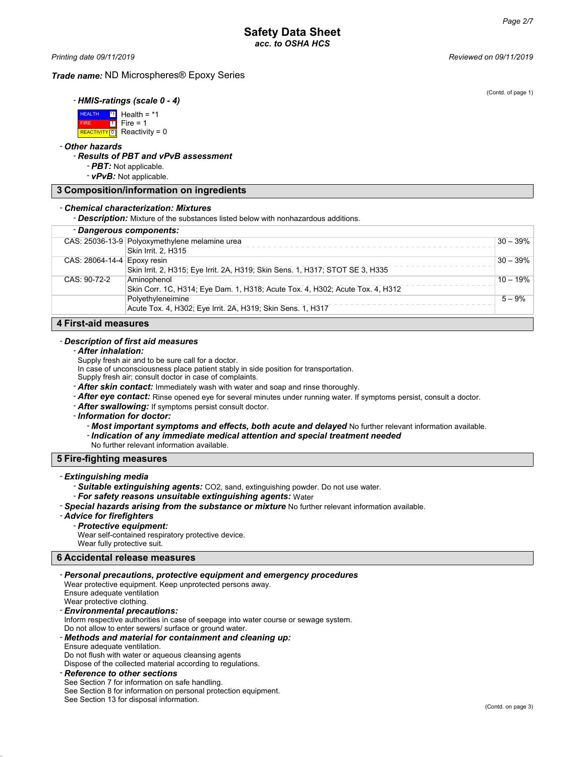**Trade name:** ND Microspheres® Epoxy Series

(Contd. of page 1)

- **HMIS-ratings (scale 0 - 4)**

| | |
|---|---|
| HEALTH *1 | Health = *1 |
| FIRE 1 | Fire = 1 |
| REACTIVITY 0 | Reactivity = 0 |

- **Other hazards**
  - **Results of PBT and vPvB assessment**
    - **PBT:** Not applicable.
    - **vPvB:** Not applicable.

## 3 Composition/information on ingredients

- **Chemical characterization: Mixtures**
  - **Description:** Mixture of the substances listed below with nonhazardous additions.

| - Dangerous components: | | |
|---|---|---|
| CAS: 25036-13-9 | Polyoxymethylene melamine urea<br>Skin Irrit. 2, H315 | 30 – 39% |
| CAS: 28064-14-4 | Epoxy resin<br>Skin Irrit. 2, H315; Eye Irrit. 2A, H319; Skin Sens. 1, H317; STOT SE 3, H335 | 30 – 39% |
| CAS: 90-72-2 | Aminophenol<br>Skin Corr. 1C, H314; Eye Dam. 1, H318; Acute Tox. 4, H302; Acute Tox. 4, H312 | 10 – 19% |
| | Polyethyleneimine<br>Acute Tox. 4, H302; Eye Irrit. 2A, H319; Skin Sens. 1, H317 | 5 – 9% |

## 4 First-aid measures

- **Description of first aid measures**
  - **After inhalation:**
    Supply fresh air and to be sure call for a doctor.
    In case of unconsciousness place patient stably in side position for transportation.
    Supply fresh air; consult doctor in case of complaints.
  - **After skin contact:** Immediately wash with water and soap and rinse thoroughly.
  - **After eye contact:** Rinse opened eye for several minutes under running water. If symptoms persist, consult a doctor.
  - **After swallowing:** If symptoms persist consult doctor.
  - **Information for doctor:**
    - **Most important symptoms and effects, both acute and delayed** No further relevant information available.
    - **Indication of any immediate medical attention and special treatment needed**
      No further relevant information available.

## 5 Fire-fighting measures

- **Extinguishing media**
  - **Suitable extinguishing agents:** $CO_2$, sand, extinguishing powder. Do not use water.
  - **For safety reasons unsuitable extinguishing agents:** Water
- **Special hazards arising from the substance or mixture** No further relevant information available.
- **Advice for firefighters**
  - **Protective equipment:**
    Wear self-contained respiratory protective device.
    Wear fully protective suit.

## 6 Accidental release measures

- **Personal precautions, protective equipment and emergency procedures**
  Wear protective equipment. Keep unprotected persons away.
  Ensure adequate ventilation
  Wear protective clothing.
- **Environmental precautions:**
  Inform respective authorities in case of seepage into water course or sewage system.
  Do not allow to enter sewers/ surface or ground water.
- **Methods and material for containment and cleaning up:**
  Ensure adequate ventilation.
  Do not flush with water or aqueous cleansing agents
  Dispose of the collected material according to regulations.
- **Reference to other sections**
  See Section 7 for information on safe handling.
  See Section 8 for information on personal protection equipment.
  See Section 13 for disposal information.

(Contd. on page 3)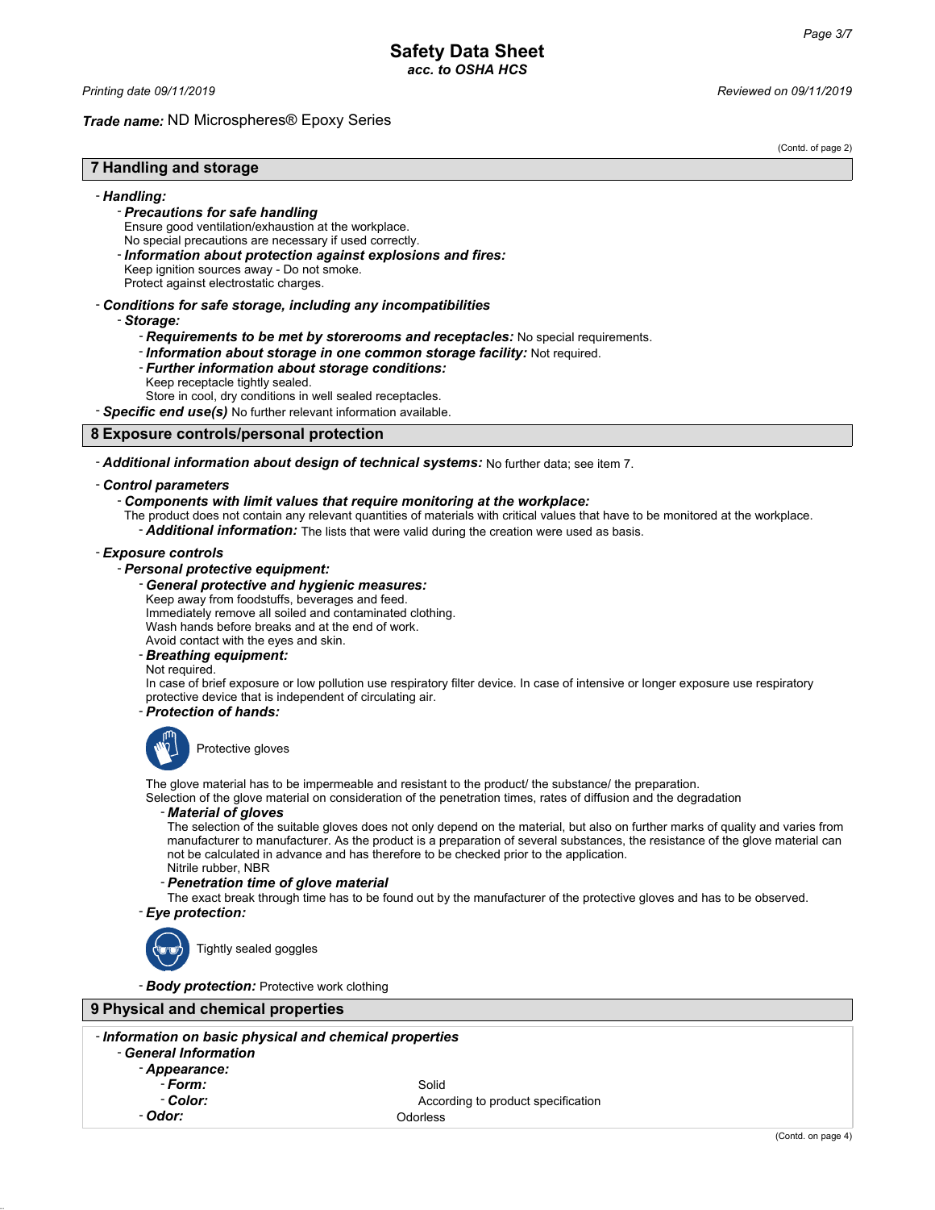**Safety Data Sheet**
*acc. to OSHA HCS*

*Printing date 09/11/2019* *Reviewed on 09/11/2019*

***Trade name:*** ND Microspheres® Epoxy Series

(Contd. of page 2)

## 7 Handling and storage

- ***Handling:***
  - ***Precautions for safe handling***
    Ensure good ventilation/exhaustion at the workplace.
    No special precautions are necessary if used correctly.
  - ***Information about protection against explosions and fires:***
    Keep ignition sources away - Do not smoke.
    Protect against electrostatic charges.
- ***Conditions for safe storage, including any incompatibilities***
  - ***Storage:***
    - ***Requirements to be met by storerooms and receptacles:*** No special requirements.
    - ***Information about storage in one common storage facility:*** Not required.
    - ***Further information about storage conditions:***
      Keep receptacle tightly sealed.
      Store in cool, dry conditions in well sealed receptacles.
- ***Specific end use(s)*** No further relevant information available.

## 8 Exposure controls/personal protection

- ***Additional information about design of technical systems:*** No further data; see item 7.
- ***Control parameters***
  - ***Components with limit values that require monitoring at the workplace:***
    The product does not contain any relevant quantities of materials with critical values that have to be monitored at the workplace.
    - ***Additional information:*** The lists that were valid during the creation were used as basis.
- ***Exposure controls***
  - ***Personal protective equipment:***
    - ***General protective and hygienic measures:***
      Keep away from foodstuffs, beverages and feed.
      Immediately remove all soiled and contaminated clothing.
      Wash hands before breaks and at the end of work.
      Avoid contact with the eyes and skin.
    - ***Breathing equipment:***
      Not required.
      In case of brief exposure or low pollution use respiratory filter device. In case of intensive or longer exposure use respiratory protective device that is independent of circulating air.
    - ***Protection of hands:***
      Protective gloves
      The glove material has to be impermeable and resistant to the product/ the substance/ the preparation.
      Selection of the glove material on consideration of the penetration times, rates of diffusion and the degradation
      - ***Material of gloves***
        The selection of the suitable gloves does not only depend on the material, but also on further marks of quality and varies from manufacturer to manufacturer. As the product is a preparation of several substances, the resistance of the glove material can not be calculated in advance and has therefore to be checked prior to the application.
        Nitrile rubber, NBR
      - ***Penetration time of glove material***
        The exact break through time has to be found out by the manufacturer of the protective gloves and has to be observed.
    - ***Eye protection:***
      Tightly sealed goggles
    - ***Body protection:*** Protective work clothing

## 9 Physical and chemical properties

- ***Information on basic physical and chemical properties***
  - ***General Information***
    - ***Appearance:***
      - ***Form:*** Solid
      - ***Color:*** According to product specification
    - ***Odor:*** Odorless

(Contd. on page 4)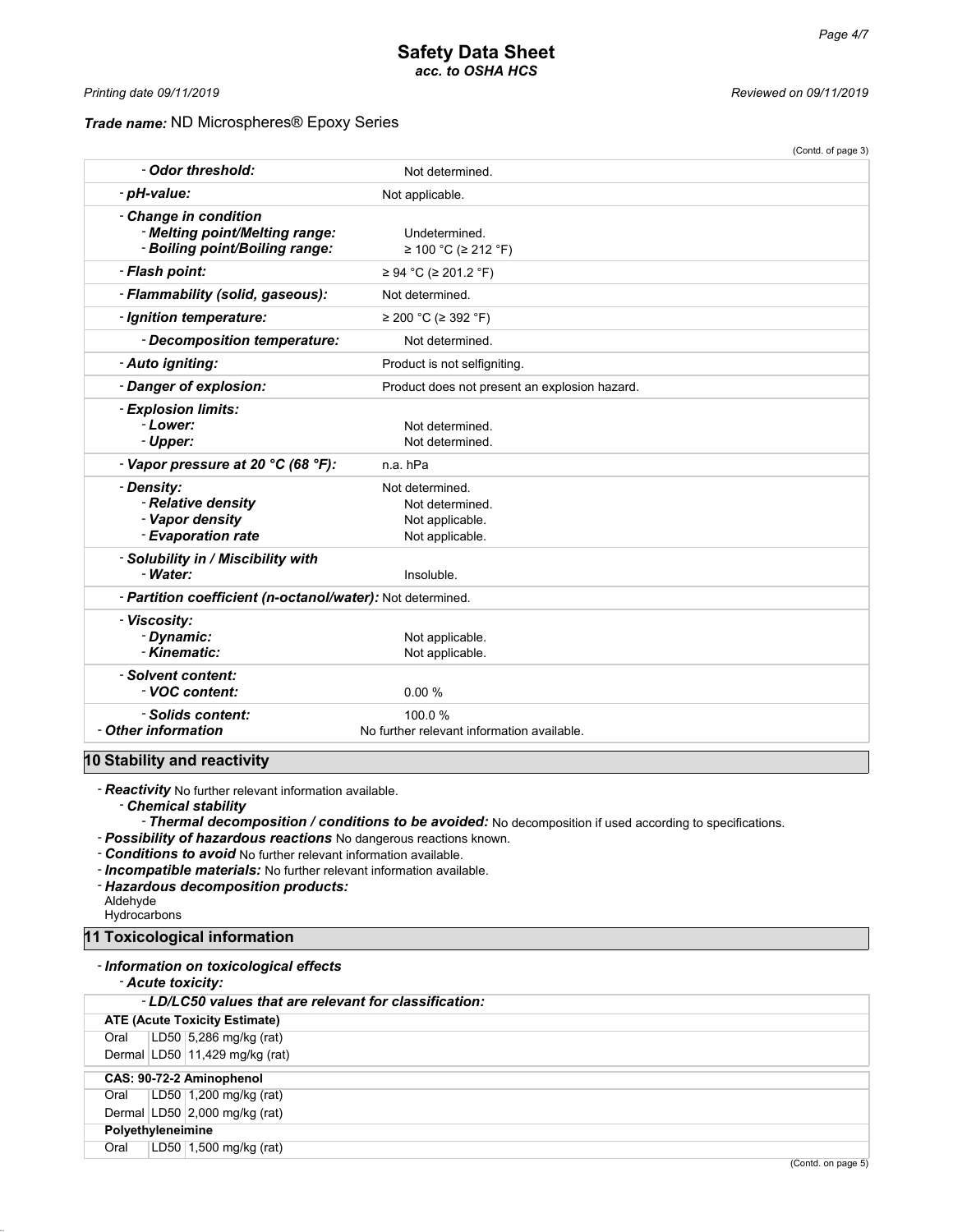(Contd. of page 3)

| | |
|---|---|
| - **Odor threshold:** | Not determined. |
| - **pH-value:** | Not applicable. |
| - **Change in condition** | |
| - **Melting point/Melting range:** | Undetermined. |
| - **Boiling point/Boiling range:** | ≥ 100 °C (≥ 212 °F) |
| - **Flash point:** | ≥ 94 °C (≥ 201.2 °F) |
| - **Flammability (solid, gaseous):** | Not determined. |
| - **Ignition temperature:** | ≥ 200 °C (≥ 392 °F) |
| - **Decomposition temperature:** | Not determined. |
| - **Auto igniting:** | Product is not selfigniting. |
| - **Danger of explosion:** | Product does not present an explosion hazard. |
| - **Explosion limits:** | |
| - **Lower:** | Not determined. |
| - **Upper:** | Not determined. |
| - **Vapor pressure at 20 °C (68 °F):** | n.a. hPa |
| - **Density:** | Not determined. |
| - **Relative density** | Not determined. |
| - **Vapor density** | Not applicable. |
| - **Evaporation rate** | Not applicable. |
| - **Solubility in / Miscibility with** | |
| - **Water:** | Insoluble. |
| - **Partition coefficient (n-octanol/water):** | Not determined. |
| - **Viscosity:** | |
| - **Dynamic:** | Not applicable. |
| - **Kinematic:** | Not applicable. |
| - **Solvent content:** | |
| - **VOC content:** | 0.00 % |
| - **Solids content:** | 100.0 % |
| - **Other information** | No further relevant information available. |

## 10 Stability and reactivity

- ***Reactivity*** No further relevant information available.
  - ***Chemical stability***
    - ***Thermal decomposition / conditions to be avoided:*** No decomposition if used according to specifications.
- ***Possibility of hazardous reactions*** No dangerous reactions known.
- ***Conditions to avoid*** No further relevant information available.
- ***Incompatible materials:*** No further relevant information available.
- ***Hazardous decomposition products:***

Aldehyde
Hydrocarbons

## 11 Toxicological information

- ***Information on toxicological effects***
  - ***Acute toxicity:***

| - ***LD/LC50 values that are relevant for classification:*** | | |
|---|---|---|
| **ATE (Acute Toxicity Estimate)** | | |
| Oral | LD50 | 5,286 mg/kg (rat) |
| Dermal | LD50 | 11,429 mg/kg (rat) |
| **CAS: 90-72-2 Aminophenol** | | |
| Oral | LD50 | 1,200 mg/kg (rat) |
| Dermal | LD50 | 2,000 mg/kg (rat) |
| **Polyethyleneimine** | | |
| Oral | LD50 | 1,500 mg/kg (rat) |

(Contd. on page 5)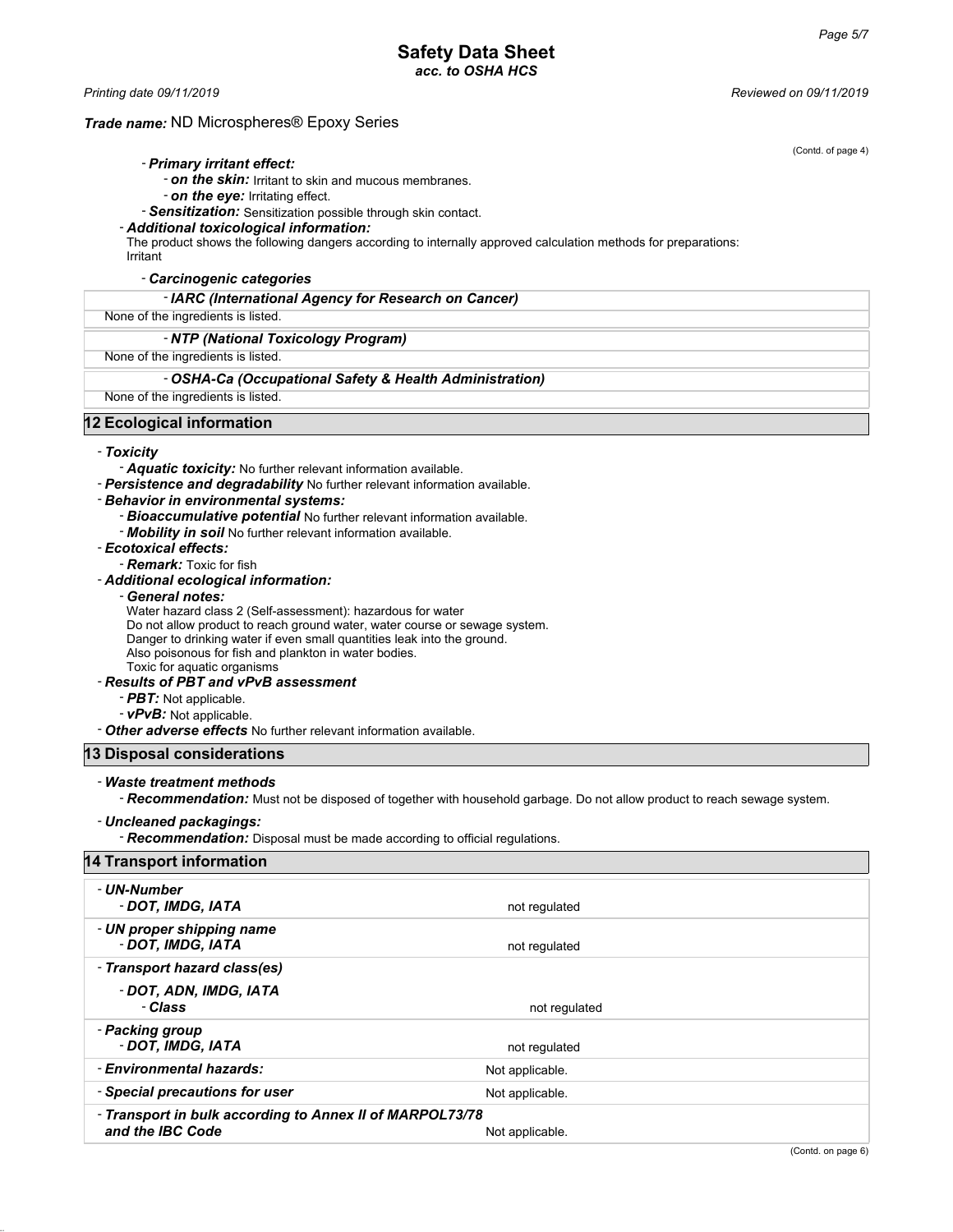*Trade name:* ND Microspheres® Epoxy Series

(Contd. of page 4)

- ***Primary irritant effect:***
  - ***on the skin:*** Irritant to skin and mucous membranes.
  - ***on the eye:*** Irritating effect.
  - ***Sensitization:*** Sensitization possible through skin contact.
- ***Additional toxicological information:***
  The product shows the following dangers according to internally approved calculation methods for preparations:
  Irritant
  - ***Carcinogenic categories***

| - ***IARC (International Agency for Research on Cancer)*** |
|---|
| None of the ingredients is listed. |

| - ***NTP (National Toxicology Program)*** |
|---|
| None of the ingredients is listed. |

| - ***OSHA-Ca (Occupational Safety & Health Administration)*** |
|---|
| None of the ingredients is listed. |

## 12 Ecological information

- ***Toxicity***
  - ***Aquatic toxicity:*** No further relevant information available.
- ***Persistence and degradability*** No further relevant information available.
- ***Behavior in environmental systems:***
  - ***Bioaccumulative potential*** No further relevant information available.
  - ***Mobility in soil*** No further relevant information available.
- ***Ecotoxical effects:***
  - ***Remark:*** Toxic for fish
- ***Additional ecological information:***
  - ***General notes:***
    Water hazard class 2 (Self-assessment): hazardous for water
    Do not allow product to reach ground water, water course or sewage system.
    Danger to drinking water if even small quantities leak into the ground.
    Also poisonous for fish and plankton in water bodies.
    Toxic for aquatic organisms
- ***Results of PBT and vPvB assessment***
  - ***PBT:*** Not applicable.
  - ***vPvB:*** Not applicable.
- ***Other adverse effects*** No further relevant information available.

## 13 Disposal considerations

- ***Waste treatment methods***
  - ***Recommendation:*** Must not be disposed of together with household garbage. Do not allow product to reach sewage system.
- ***Uncleaned packagings:***
  - ***Recommendation:*** Disposal must be made according to official regulations.

## 14 Transport information

| | |
|---|---|
| - ***UN-Number*** <br> - ***DOT, IMDG, IATA*** | not regulated |
| - ***UN proper shipping name*** <br> - ***DOT, IMDG, IATA*** | not regulated |
| - ***Transport hazard class(es)*** <br> - ***DOT, ADN, IMDG, IATA*** <br> - ***Class*** | not regulated |
| - ***Packing group*** <br> - ***DOT, IMDG, IATA*** | not regulated |
| - ***Environmental hazards:*** | Not applicable. |
| - ***Special precautions for user*** | Not applicable. |
| - ***Transport in bulk according to Annex II of MARPOL73/78 and the IBC Code*** | Not applicable. |

(Contd. on page 6)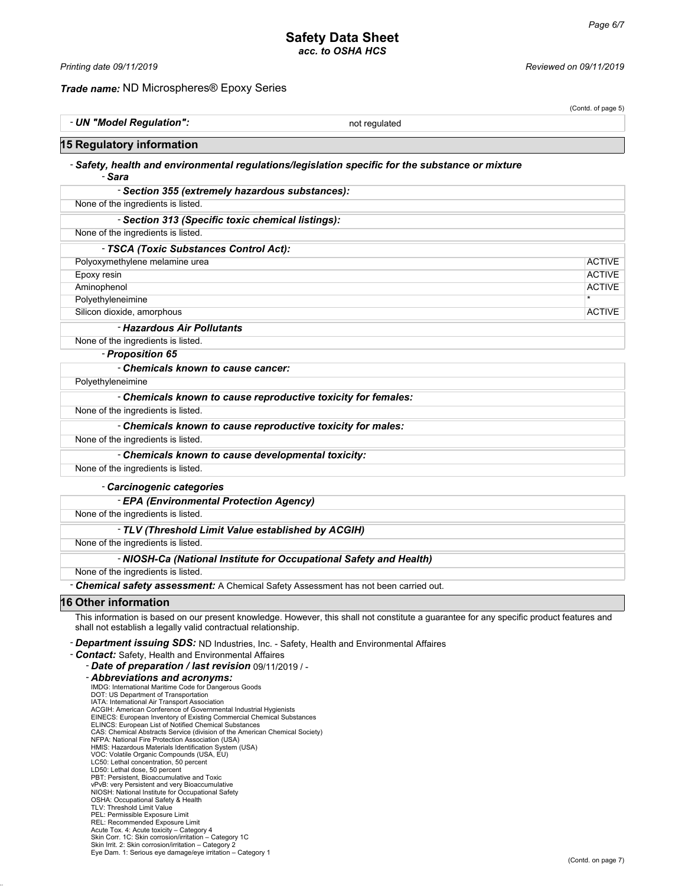**Safety Data Sheet**
*acc. to OSHA HCS*

*Printing date 09/11/2019* *Reviewed on 09/11/2019*

***Trade name:*** ND Microspheres® Epoxy Series

(Contd. of page 5)

- ***UN "Model Regulation":*** not regulated

## 15 Regulatory information

- ***Safety, health and environmental regulations/legislation specific for the substance or mixture***
  - ***Sara***

| - ***Section 355 (extremely hazardous substances):*** |
|---|
| None of the ingredients is listed. |

| - ***Section 313 (Specific toxic chemical listings):*** |
|---|
| None of the ingredients is listed. |

| - ***TSCA (Toxic Substances Control Act):*** | |
|---|---|
| Polyoxymethylene melamine urea | ACTIVE |
| Epoxy resin | ACTIVE |
| Aminophenol | ACTIVE |
| Polyethyleneimine | * |
| Silicon dioxide, amorphous | ACTIVE |

| - ***Hazardous Air Pollutants*** |
|---|
| None of the ingredients is listed. |

- ***Proposition 65***

| - ***Chemicals known to cause cancer:*** |
|---|
| Polyethyleneimine |

| - ***Chemicals known to cause reproductive toxicity for females:*** |
|---|
| None of the ingredients is listed. |

| - ***Chemicals known to cause reproductive toxicity for males:*** |
|---|
| None of the ingredients is listed. |

| - ***Chemicals known to cause developmental toxicity:*** |
|---|
| None of the ingredients is listed. |

- ***Carcinogenic categories***

| - ***EPA (Environmental Protection Agency)*** |
|---|
| None of the ingredients is listed. |

| - ***TLV (Threshold Limit Value established by ACGIH)*** |
|---|
| None of the ingredients is listed. |

| - ***NIOSH-Ca (National Institute for Occupational Safety and Health)*** |
|---|
| None of the ingredients is listed. |

- ***Chemical safety assessment:*** A Chemical Safety Assessment has not been carried out.

## 16 Other information

This information is based on our present knowledge. However, this shall not constitute a guarantee for any specific product features and shall not establish a legally valid contractual relationship.

- ***Department issuing SDS:*** ND Industries, Inc. - Safety, Health and Environmental Affaires
- ***Contact:*** Safety, Health and Environmental Affaires
  - ***Date of preparation / last revision*** 09/11/2019 / -
  - ***Abbreviations and acronyms:***
    IMDG: International Maritime Code for Dangerous Goods
    DOT: US Department of Transportation
    IATA: International Air Transport Association
    ACGIH: American Conference of Governmental Industrial Hygienists
    EINECS: European Inventory of Existing Commercial Chemical Substances
    ELINCS: European List of Notified Chemical Substances
    CAS: Chemical Abstracts Service (division of the American Chemical Society)
    NFPA: National Fire Protection Association (USA)
    HMIS: Hazardous Materials Identification System (USA)
    VOC: Volatile Organic Compounds (USA, EU)
    LC50: Lethal concentration, 50 percent
    LD50: Lethal dose, 50 percent
    PBT: Persistent, Bioaccumulative and Toxic
    vPvB: very Persistent and very Bioaccumulative
    NIOSH: National Institute for Occupational Safety
    OSHA: Occupational Safety & Health
    TLV: Threshold Limit Value
    PEL: Permissible Exposure Limit
    REL: Recommended Exposure Limit
    Acute Tox. 4: Acute toxicity – Category 4
    Skin Corr. 1C: Skin corrosion/irritation – Category 1C
    Skin Irrit. 2: Skin corrosion/irritation – Category 2
    Eye Dam. 1: Serious eye damage/eye irritation – Category 1

(Contd. on page 7)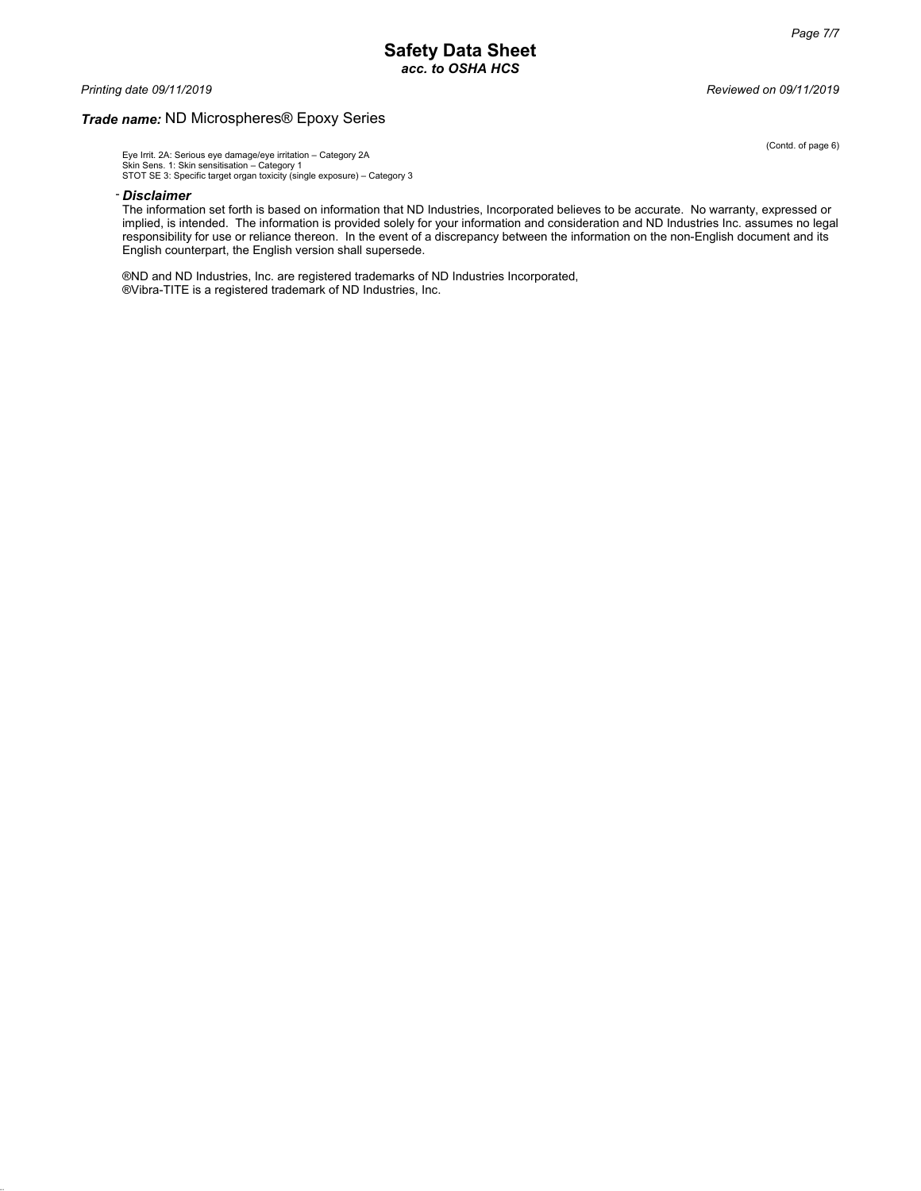*Trade name:* ND Microspheres® Epoxy Series

(Contd. of page 6)

Eye Irrit. 2A: Serious eye damage/eye irritation – Category 2A
Skin Sens. 1: Skin sensitisation – Category 1
STOT SE 3: Specific target organ toxicity (single exposure) – Category 3

- ***Disclaimer***

The information set forth is based on information that ND Industries, Incorporated believes to be accurate. No warranty, expressed or implied, is intended. The information is provided solely for your information and consideration and ND Industries Inc. assumes no legal responsibility for use or reliance thereon. In the event of a discrepancy between the information on the non-English document and its English counterpart, the English version shall supersede.

®ND and ND Industries, Inc. are registered trademarks of ND Industries Incorporated,
®Vibra-TITE is a registered trademark of ND Industries, Inc.